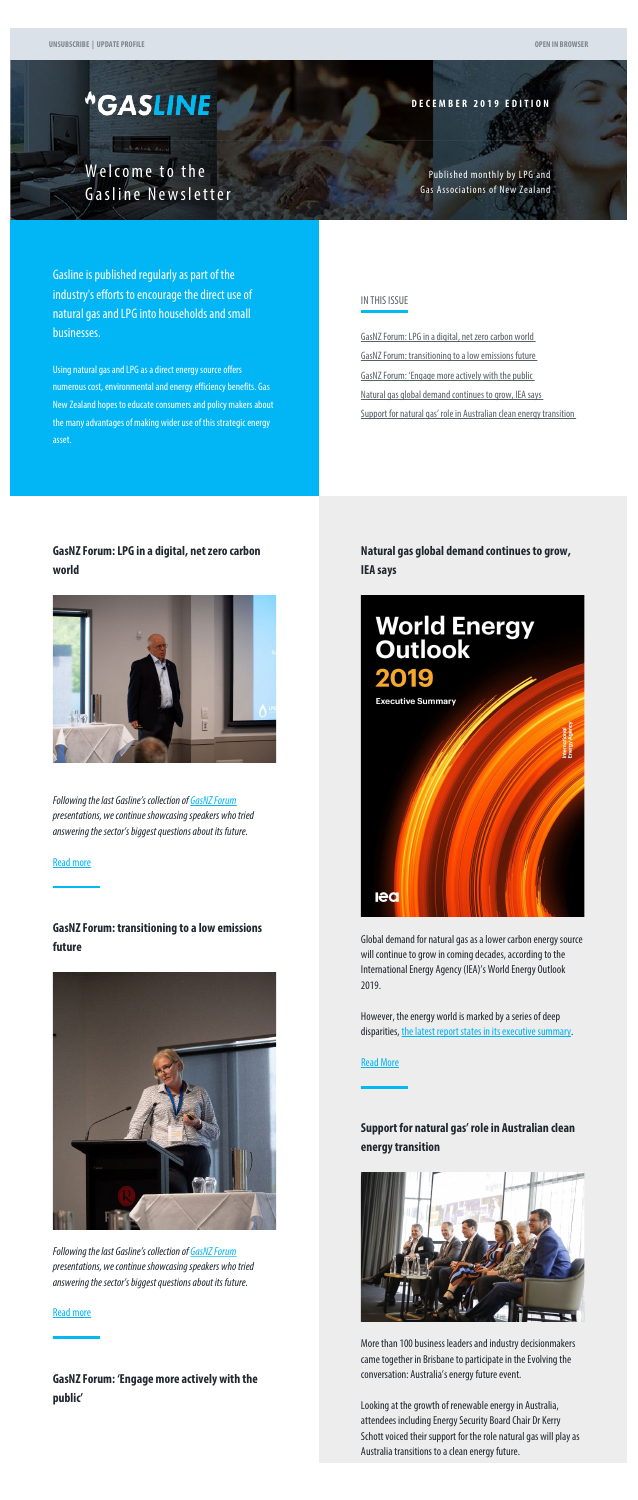UNSUBSCRIBE | UPDATE PROFILE

OPEN IN BROWSER

# GASLINE

## Welcome to the Gasline Newsletter

**DECEMBER 2019 EDITION**

Published monthly by LPG and Gas Associations of New Zealand

Gasline is published regularly as part of the industry's efforts to encourage the direct use of natural gas and LPG into households and small businesses.

Using natural gas and LPG as a direct energy source offers numerous cost, environmental and energy efficiency benefits. Gas New Zealand hopes to educate consumers and policy makers about the many advantages of making wider use of this strategic energy asset.

IN THIS ISSUE

- GasNZ Forum: LPG in a digital, net zero carbon world
- GasNZ Forum: transitioning to a low emissions future
- GasNZ Forum: 'Engage more actively with the public
- Natural gas global demand continues to grow, IEA says
- Support for natural gas' role in Australian clean energy transition

### GasNZ Forum: LPG in a digital, net zero carbon world

*Following the last Gasline's collection of GasNZ Forum presentations, we continue showcasing speakers who tried answering the sector's biggest questions about its future.*

Read more

### GasNZ Forum: transitioning to a low emissions future

*Following the last Gasline's collection of GasNZ Forum presentations, we continue showcasing speakers who tried answering the sector's biggest questions about its future.*

Read more

### GasNZ Forum: 'Engage more actively with the public'

### Natural gas global demand continues to grow, IEA says

Global demand for natural gas as a lower carbon energy source will continue to grow in coming decades, according to the International Energy Agency (IEA)'s World Energy Outlook 2019.

However, the energy world is marked by a series of deep disparities, the latest report states in its executive summary.

Read More

### Support for natural gas' role in Australian clean energy transition

More than 100 business leaders and industry decisionmakers came together in Brisbane to participate in the Evolving the conversation: Australia's energy future event.

Looking at the growth of renewable energy in Australia, attendees including Energy Security Board Chair Dr Kerry Schott voiced their support for the role natural gas will play as Australia transitions to a clean energy future.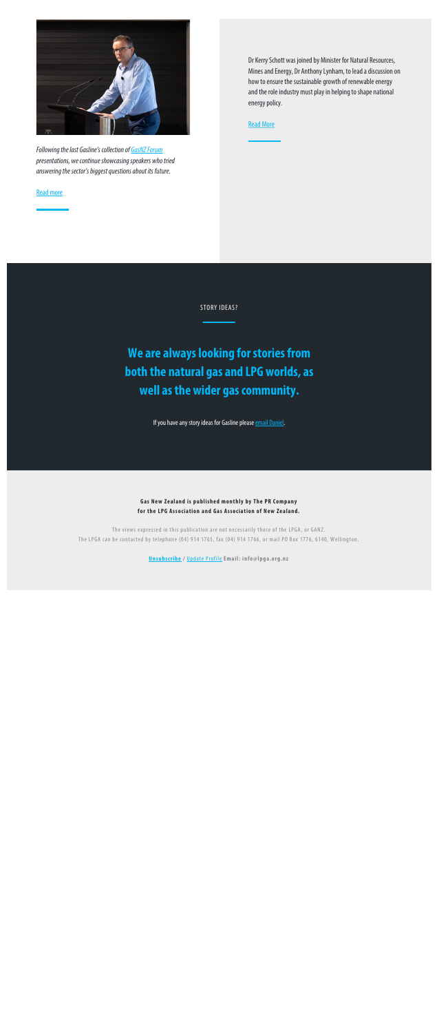*Following the last Gasline's collection of GasNZ Forum presentations, we continue showcasing speakers who tried answering the sector's biggest questions about its future.*

Read more

Dr Kerry Schott was joined by Minister for Natural Resources, Mines and Energy, Dr Anthony Lynham, to lead a discussion on how to ensure the sustainable growth of renewable energy and the role industry must play in helping to shape national energy policy.

Read More

STORY IDEAS?

## We are always looking for stories from both the natural gas and LPG worlds, as well as the wider gas community.

If you have any story ideas for Gasline please email Daniel.

**Gas New Zealand is published monthly by The PR Company for the LPG Association and Gas Association of New Zealand.**

The views expressed in this publication are not necessarily those of the LPGA, or GANZ.
The LPGA can be contacted by telephone (04) 914 1765, fax (04) 914 1766, or mail PO Box 1776, 6140, Wellington.

**Unsubscribe** / Update Profile **Email: info@lpga.org.nz**